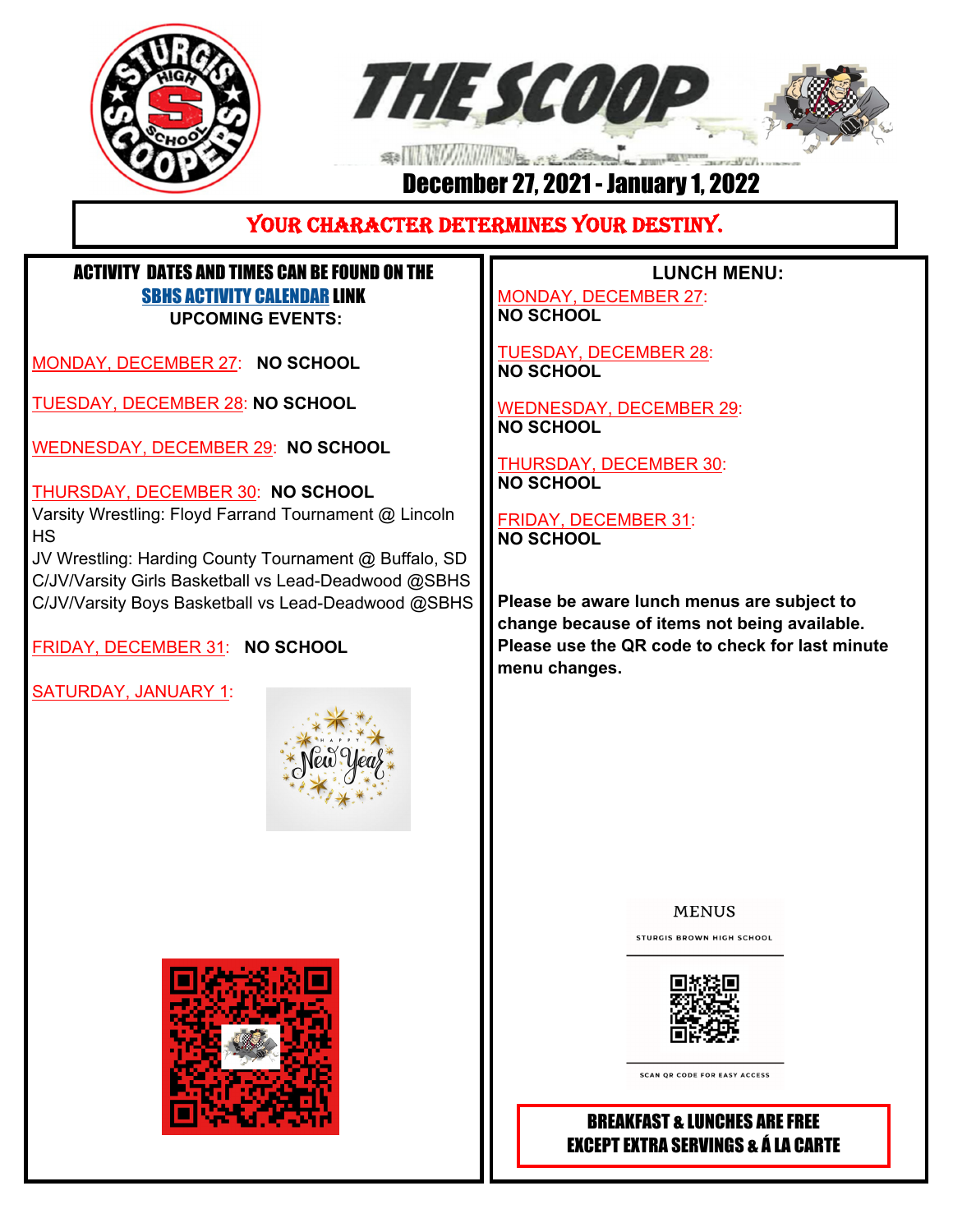# THE SCOOP

## December 27, 2021 - January 1, 2022

**YOUR CHARACTER DETERMINES YOUR DESTINY.**

**ACTIVITY DATES AND TIMES CAN BE FOUND ON THE SBHS ACTIVITY CALENDAR LINK**

**UPCOMING EVENTS:**

MONDAY, DECEMBER 27: **NO SCHOOL**

TUESDAY, DECEMBER 28: **NO SCHOOL**

WEDNESDAY, DECEMBER 29: **NO SCHOOL**

THURSDAY, DECEMBER 30: **NO SCHOOL**
Varsity Wrestling: Floyd Farrand Tournament @ Lincoln HS
JV Wrestling: Harding County Tournament @ Buffalo, SD
C/JV/Varsity Girls Basketball vs Lead-Deadwood @SBHS
C/JV/Varsity Boys Basketball vs Lead-Deadwood @SBHS

FRIDAY, DECEMBER 31: **NO SCHOOL**

SATURDAY, JANUARY 1:

Happy New Year

**LUNCH MENU:**

MONDAY, DECEMBER 27:
**NO SCHOOL**

TUESDAY, DECEMBER 28:
**NO SCHOOL**

WEDNESDAY, DECEMBER 29:
**NO SCHOOL**

THURSDAY, DECEMBER 30:
**NO SCHOOL**

FRIDAY, DECEMBER 31:
**NO SCHOOL**

**Please be aware lunch menus are subject to change because of items not being available. Please use the QR code to check for last minute menu changes.**

MENUS
STURGIS BROWN HIGH SCHOOL
SCAN QR CODE FOR EASY ACCESS

**BREAKFAST & LUNCHES ARE FREE EXCEPT EXTRA SERVINGS & Á LA CARTE**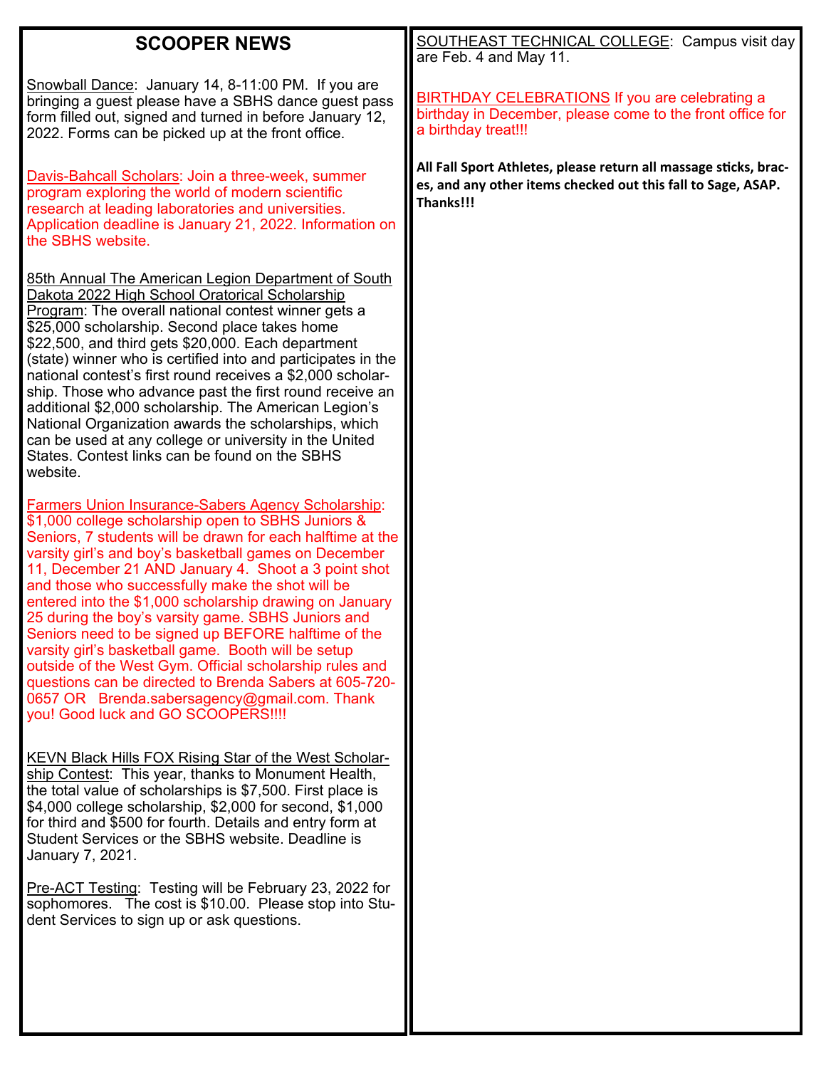# SCOOPER NEWS

Snowball Dance: January 14, 8-11:00 PM. If you are bringing a guest please have a SBHS dance guest pass form filled out, signed and turned in before January 12, 2022. Forms can be picked up at the front office.

Davis-Bahcall Scholars: Join a three-week, summer program exploring the world of modern scientific research at leading laboratories and universities. Application deadline is January 21, 2022. Information on the SBHS website.

85th Annual The American Legion Department of South Dakota 2022 High School Oratorical Scholarship Program: The overall national contest winner gets a $25,000 scholarship. Second place takes home $22,500, and third gets $20,000. Each department (state) winner who is certified into and participates in the national contest's first round receives a $2,000 scholarship. Those who advance past the first round receive an additional $2,000 scholarship. The American Legion's National Organization awards the scholarships, which can be used at any college or university in the United States. Contest links can be found on the SBHS website.

Farmers Union Insurance-Sabers Agency Scholarship: $1,000 college scholarship open to SBHS Juniors & Seniors, 7 students will be drawn for each halftime at the varsity girl's and boy's basketball games on December 11, December 21 AND January 4. Shoot a 3 point shot and those who successfully make the shot will be entered into the $1,000 scholarship drawing on January 25 during the boy's varsity game. SBHS Juniors and Seniors need to be signed up BEFORE halftime of the varsity girl's basketball game. Booth will be setup outside of the West Gym. Official scholarship rules and questions can be directed to Brenda Sabers at 605-720-0657 OR Brenda.sabersagency@gmail.com. Thank you! Good luck and GO SCOOPERS!!!!

KEVN Black Hills FOX Rising Star of the West Scholarship Contest: This year, thanks to Monument Health, the total value of scholarships is $7,500. First place is $4,000 college scholarship, $2,000 for second, $1,000 for third and $500 for fourth. Details and entry form at Student Services or the SBHS website. Deadline is January 7, 2021.

Pre-ACT Testing: Testing will be February 23, 2022 for sophomores. The cost is $10.00. Please stop into Student Services to sign up or ask questions.

SOUTHEAST TECHNICAL COLLEGE: Campus visit day are Feb. 4 and May 11.

BIRTHDAY CELEBRATIONS If you are celebrating a birthday in December, please come to the front office for a birthday treat!!!

**All Fall Sport Athletes, please return all massage sticks, braces, and any other items checked out this fall to Sage, ASAP. Thanks!!!**